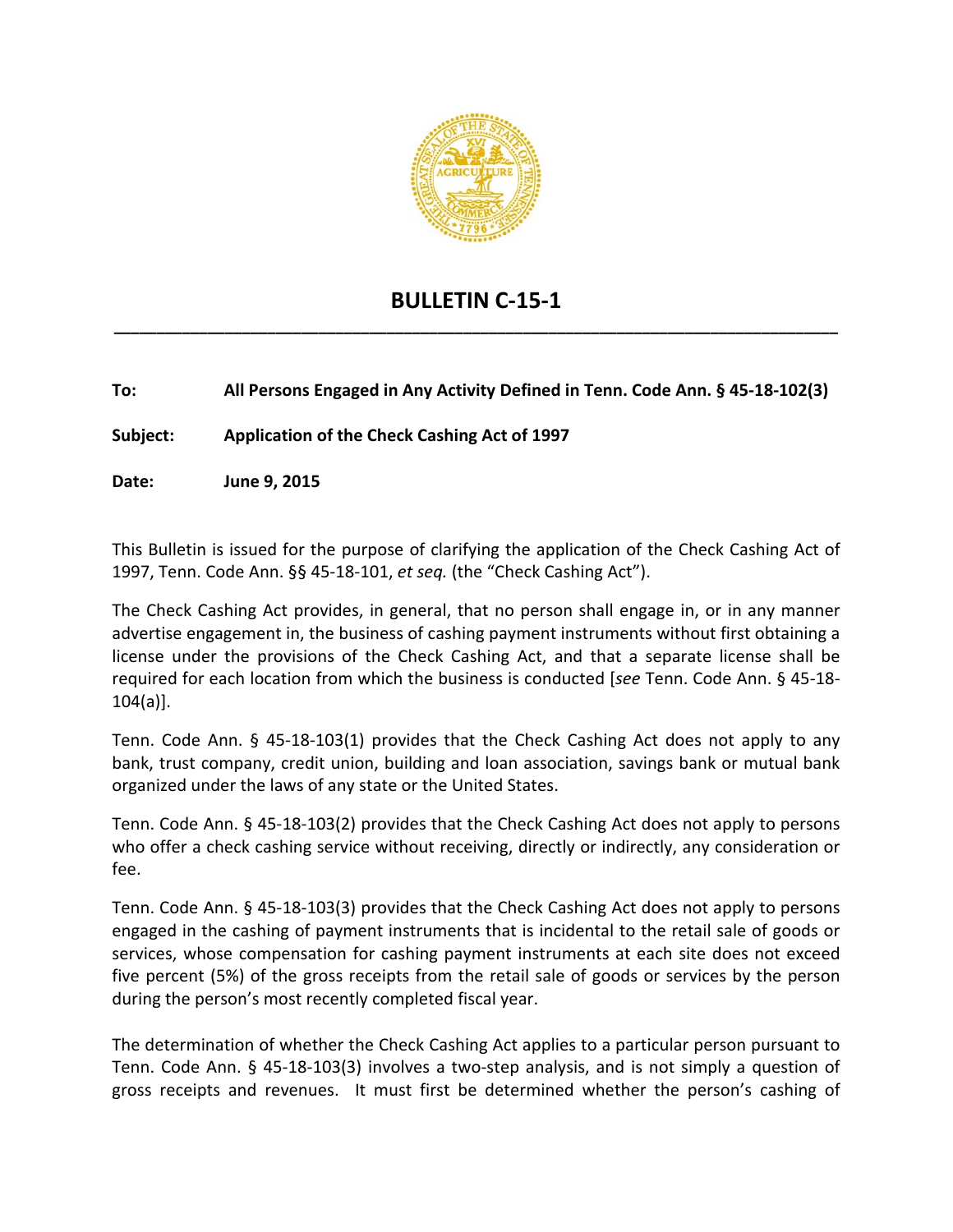# BULLETIN C-15-1

**To:** **All Persons Engaged in Any Activity Defined in Tenn. Code Ann. § 45-18-102(3)**

**Subject:** **Application of the Check Cashing Act of 1997**

**Date:** **June 9, 2015**

This Bulletin is issued for the purpose of clarifying the application of the Check Cashing Act of 1997, Tenn. Code Ann. §§ 45-18-101, *et seq.* (the "Check Cashing Act").

The Check Cashing Act provides, in general, that no person shall engage in, or in any manner advertise engagement in, the business of cashing payment instruments without first obtaining a license under the provisions of the Check Cashing Act, and that a separate license shall be required for each location from which the business is conducted [*see* Tenn. Code Ann. § 45-18-104(a)].

Tenn. Code Ann. § 45-18-103(1) provides that the Check Cashing Act does not apply to any bank, trust company, credit union, building and loan association, savings bank or mutual bank organized under the laws of any state or the United States.

Tenn. Code Ann. § 45-18-103(2) provides that the Check Cashing Act does not apply to persons who offer a check cashing service without receiving, directly or indirectly, any consideration or fee.

Tenn. Code Ann. § 45-18-103(3) provides that the Check Cashing Act does not apply to persons engaged in the cashing of payment instruments that is incidental to the retail sale of goods or services, whose compensation for cashing payment instruments at each site does not exceed five percent (5%) of the gross receipts from the retail sale of goods or services by the person during the person's most recently completed fiscal year.

The determination of whether the Check Cashing Act applies to a particular person pursuant to Tenn. Code Ann. § 45-18-103(3) involves a two-step analysis, and is not simply a question of gross receipts and revenues. It must first be determined whether the person's cashing of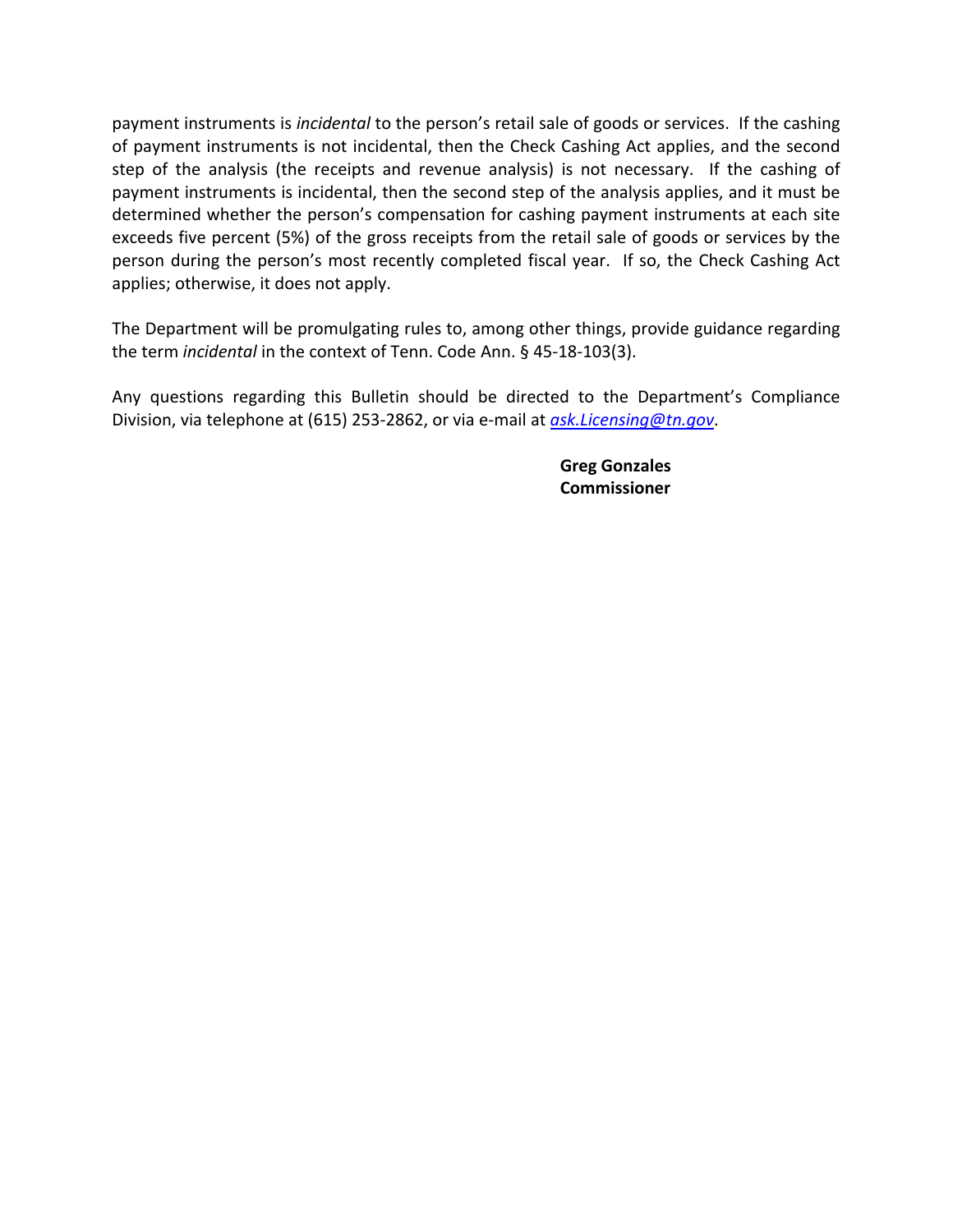payment instruments is *incidental* to the person's retail sale of goods or services. If the cashing of payment instruments is not incidental, then the Check Cashing Act applies, and the second step of the analysis (the receipts and revenue analysis) is not necessary. If the cashing of payment instruments is incidental, then the second step of the analysis applies, and it must be determined whether the person's compensation for cashing payment instruments at each site exceeds five percent (5%) of the gross receipts from the retail sale of goods or services by the person during the person's most recently completed fiscal year. If so, the Check Cashing Act applies; otherwise, it does not apply.

The Department will be promulgating rules to, among other things, provide guidance regarding the term *incidental* in the context of Tenn. Code Ann. § 45-18-103(3).

Any questions regarding this Bulletin should be directed to the Department's Compliance Division, via telephone at (615) 253-2862, or via e-mail at [ask.Licensing@tn.gov](mailto:ask.Licensing@tn.gov).

**Greg Gonzales**
**Commissioner**